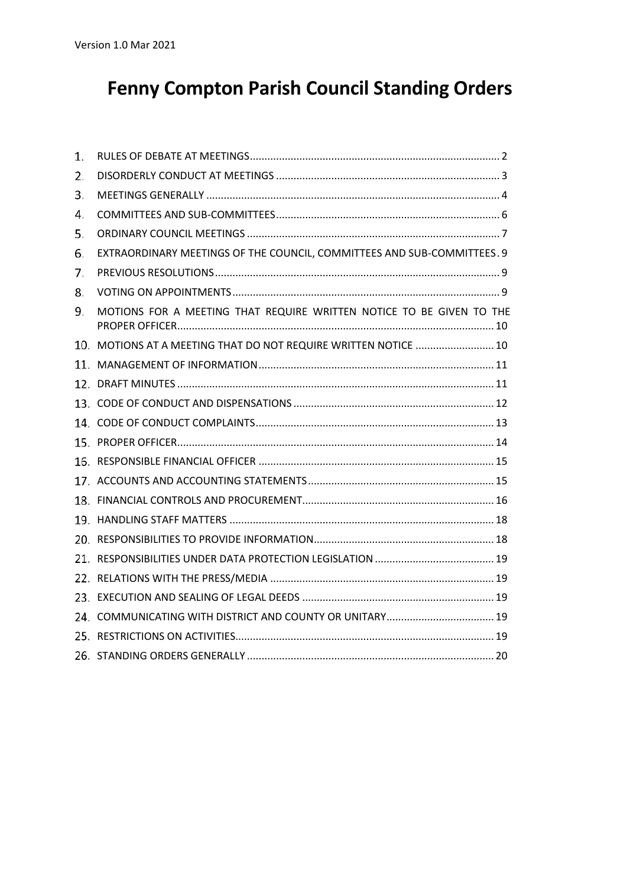Version 1.0 Mar 2021

# Fenny Compton Parish Council Standing Orders

1. RULES OF DEBATE AT MEETINGS ..... 2
2. DISORDERLY CONDUCT AT MEETINGS ..... 3
3. MEETINGS GENERALLY ..... 4
4. COMMITTEES AND SUB-COMMITTEES ..... 6
5. ORDINARY COUNCIL MEETINGS ..... 7
6. EXTRAORDINARY MEETINGS OF THE COUNCIL, COMMITTEES AND SUB-COMMITTEES ..... 9
7. PREVIOUS RESOLUTIONS ..... 9
8. VOTING ON APPOINTMENTS ..... 9
9. MOTIONS FOR A MEETING THAT REQUIRE WRITTEN NOTICE TO BE GIVEN TO THE PROPER OFFICER ..... 10
10. MOTIONS AT A MEETING THAT DO NOT REQUIRE WRITTEN NOTICE ..... 10
11. MANAGEMENT OF INFORMATION ..... 11
12. DRAFT MINUTES ..... 11
13. CODE OF CONDUCT AND DISPENSATIONS ..... 12
14. CODE OF CONDUCT COMPLAINTS ..... 13
15. PROPER OFFICER ..... 14
16. RESPONSIBLE FINANCIAL OFFICER ..... 15
17. ACCOUNTS AND ACCOUNTING STATEMENTS ..... 15
18. FINANCIAL CONTROLS AND PROCUREMENT ..... 16
19. HANDLING STAFF MATTERS ..... 18
20. RESPONSIBILITIES TO PROVIDE INFORMATION ..... 18
21. RESPONSIBILITIES UNDER DATA PROTECTION LEGISLATION ..... 19
22. RELATIONS WITH THE PRESS/MEDIA ..... 19
23. EXECUTION AND SEALING OF LEGAL DEEDS ..... 19
24. COMMUNICATING WITH DISTRICT AND COUNTY OR UNITARY ..... 19
25. RESTRICTIONS ON ACTIVITIES ..... 19
26. STANDING ORDERS GENERALLY ..... 20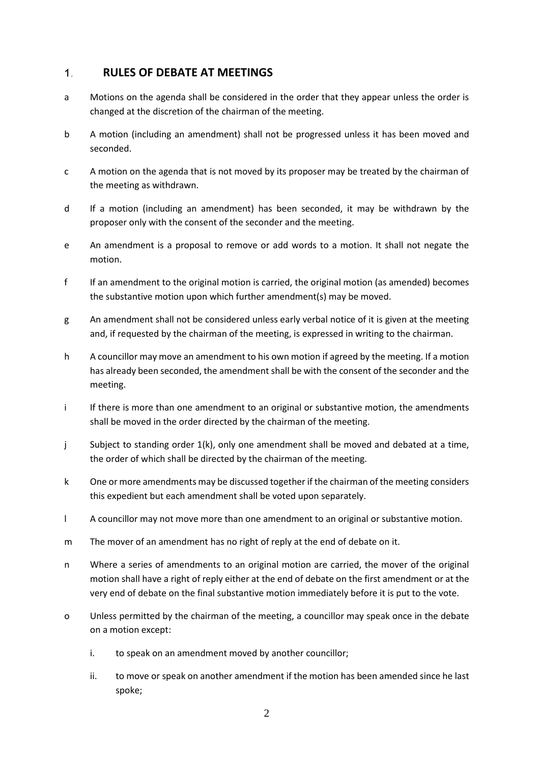# 1. RULES OF DEBATE AT MEETINGS

a Motions on the agenda shall be considered in the order that they appear unless the order is changed at the discretion of the chairman of the meeting.

b A motion (including an amendment) shall not be progressed unless it has been moved and seconded.

c A motion on the agenda that is not moved by its proposer may be treated by the chairman of the meeting as withdrawn.

d If a motion (including an amendment) has been seconded, it may be withdrawn by the proposer only with the consent of the seconder and the meeting.

e An amendment is a proposal to remove or add words to a motion. It shall not negate the motion.

f If an amendment to the original motion is carried, the original motion (as amended) becomes the substantive motion upon which further amendment(s) may be moved.

g An amendment shall not be considered unless early verbal notice of it is given at the meeting and, if requested by the chairman of the meeting, is expressed in writing to the chairman.

h A councillor may move an amendment to his own motion if agreed by the meeting. If a motion has already been seconded, the amendment shall be with the consent of the seconder and the meeting.

i If there is more than one amendment to an original or substantive motion, the amendments shall be moved in the order directed by the chairman of the meeting.

j Subject to standing order 1(k), only one amendment shall be moved and debated at a time, the order of which shall be directed by the chairman of the meeting.

k One or more amendments may be discussed together if the chairman of the meeting considers this expedient but each amendment shall be voted upon separately.

l A councillor may not move more than one amendment to an original or substantive motion.

m The mover of an amendment has no right of reply at the end of debate on it.

n Where a series of amendments to an original motion are carried, the mover of the original motion shall have a right of reply either at the end of debate on the first amendment or at the very end of debate on the final substantive motion immediately before it is put to the vote.

o Unless permitted by the chairman of the meeting, a councillor may speak once in the debate on a motion except:

   i. to speak on an amendment moved by another councillor;

   ii. to move or speak on another amendment if the motion has been amended since he last spoke;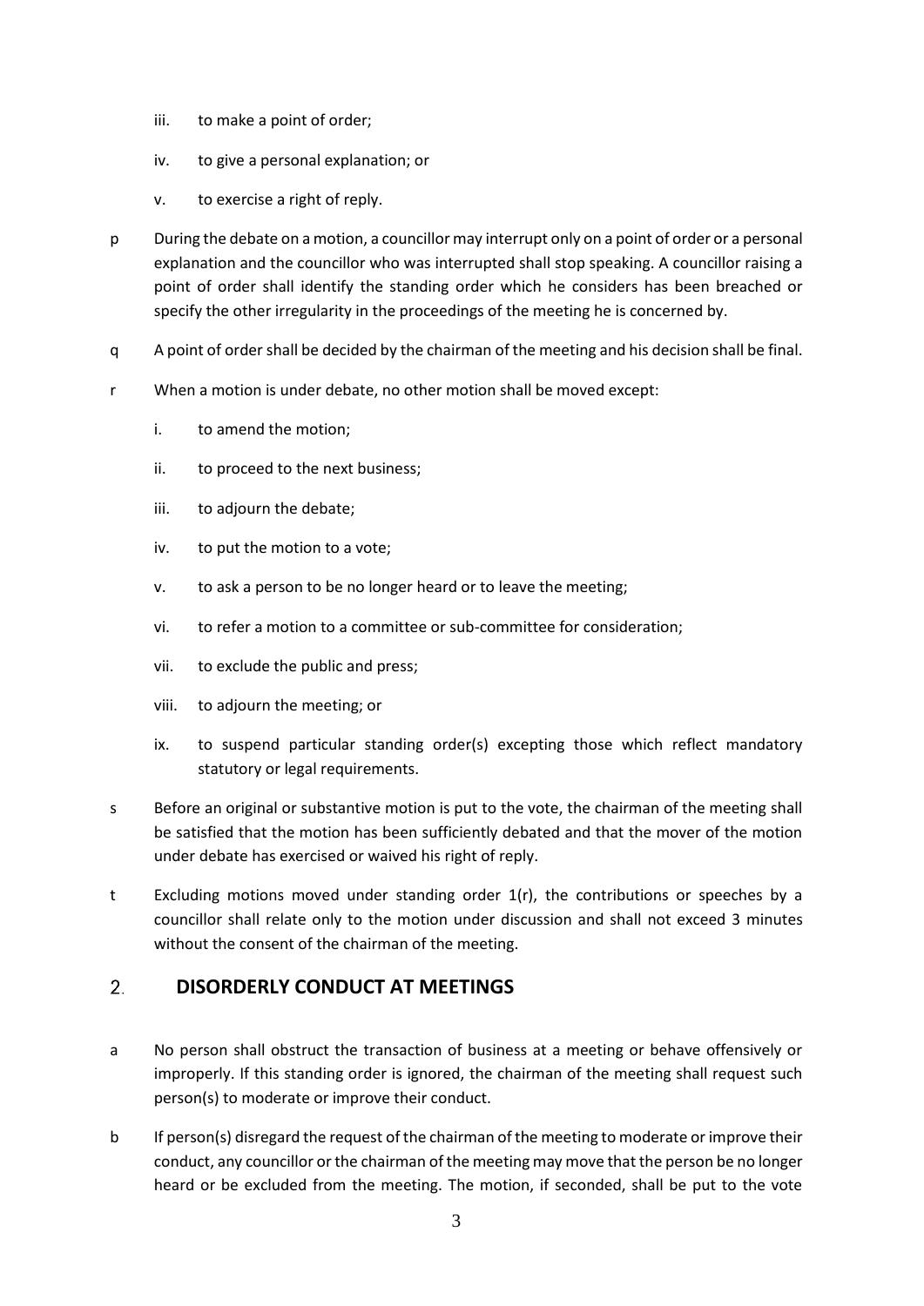iii. to make a point of order;

iv. to give a personal explanation; or

v. to exercise a right of reply.

p During the debate on a motion, a councillor may interrupt only on a point of order or a personal explanation and the councillor who was interrupted shall stop speaking. A councillor raising a point of order shall identify the standing order which he considers has been breached or specify the other irregularity in the proceedings of the meeting he is concerned by.

q A point of order shall be decided by the chairman of the meeting and his decision shall be final.

r When a motion is under debate, no other motion shall be moved except:

i. to amend the motion;

ii. to proceed to the next business;

iii. to adjourn the debate;

iv. to put the motion to a vote;

v. to ask a person to be no longer heard or to leave the meeting;

vi. to refer a motion to a committee or sub-committee for consideration;

vii. to exclude the public and press;

viii. to adjourn the meeting; or

ix. to suspend particular standing order(s) excepting those which reflect mandatory statutory or legal requirements.

s Before an original or substantive motion is put to the vote, the chairman of the meeting shall be satisfied that the motion has been sufficiently debated and that the mover of the motion under debate has exercised or waived his right of reply.

t Excluding motions moved under standing order 1(r), the contributions or speeches by a councillor shall relate only to the motion under discussion and shall not exceed 3 minutes without the consent of the chairman of the meeting.

## 2. DISORDERLY CONDUCT AT MEETINGS

a No person shall obstruct the transaction of business at a meeting or behave offensively or improperly. If this standing order is ignored, the chairman of the meeting shall request such person(s) to moderate or improve their conduct.

b If person(s) disregard the request of the chairman of the meeting to moderate or improve their conduct, any councillor or the chairman of the meeting may move that the person be no longer heard or be excluded from the meeting. The motion, if seconded, shall be put to the vote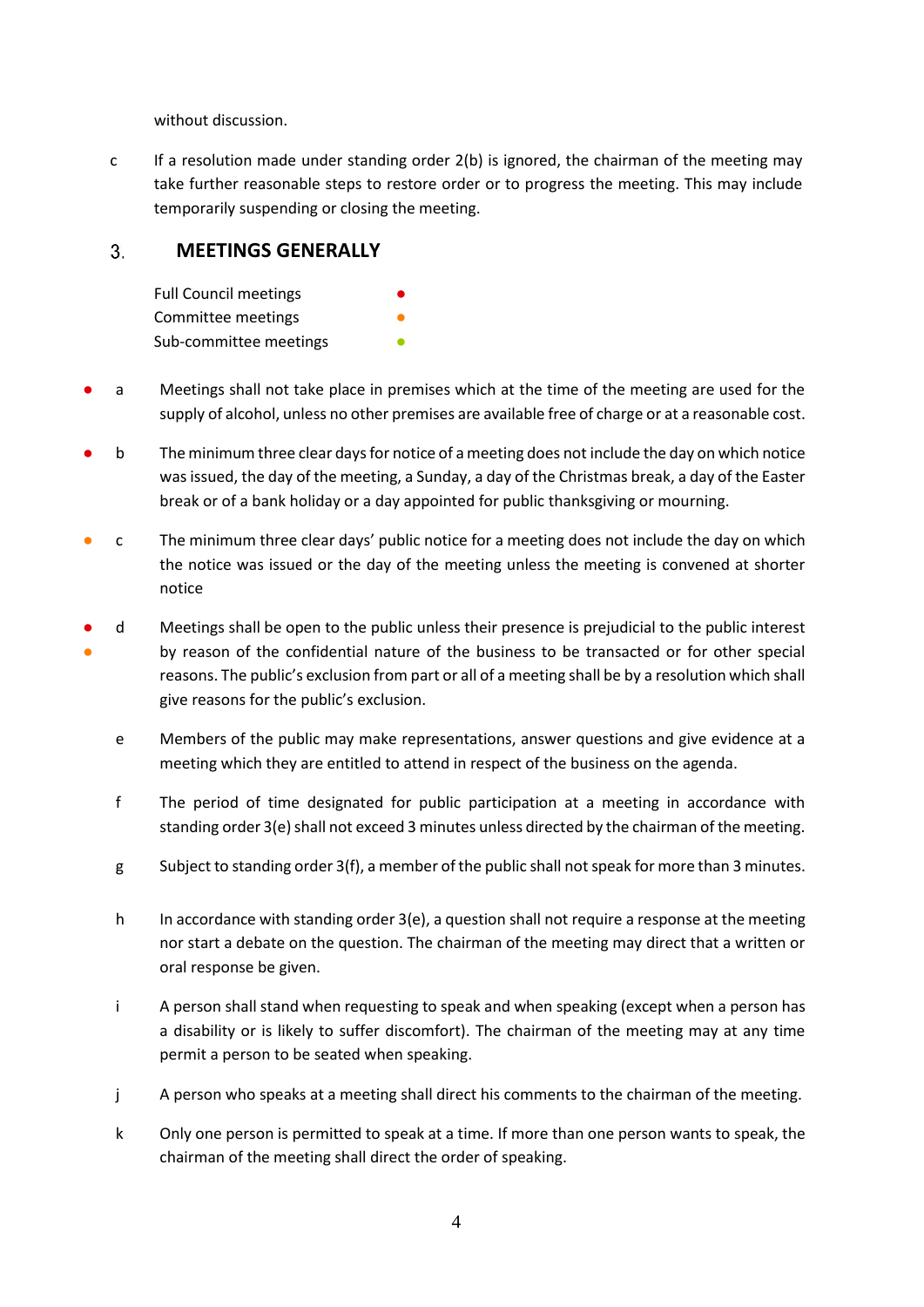without discussion.

c If a resolution made under standing order 2(b) is ignored, the chairman of the meeting may take further reasonable steps to restore order or to progress the meeting. This may include temporarily suspending or closing the meeting.

## 3. MEETINGS GENERALLY

Full Council meetings ●
Committee meetings ●
Sub-committee meetings ●

● a Meetings shall not take place in premises which at the time of the meeting are used for the supply of alcohol, unless no other premises are available free of charge or at a reasonable cost.

● b The minimum three clear days for notice of a meeting does not include the day on which notice was issued, the day of the meeting, a Sunday, a day of the Christmas break, a day of the Easter break or of a bank holiday or a day appointed for public thanksgiving or mourning.

● c The minimum three clear days' public notice for a meeting does not include the day on which the notice was issued or the day of the meeting unless the meeting is convened at shorter notice

● ● d Meetings shall be open to the public unless their presence is prejudicial to the public interest by reason of the confidential nature of the business to be transacted or for other special reasons. The public's exclusion from part or all of a meeting shall be by a resolution which shall give reasons for the public's exclusion.

e Members of the public may make representations, answer questions and give evidence at a meeting which they are entitled to attend in respect of the business on the agenda.

f The period of time designated for public participation at a meeting in accordance with standing order 3(e) shall not exceed 3 minutes unless directed by the chairman of the meeting.

g Subject to standing order 3(f), a member of the public shall not speak for more than 3 minutes.

h In accordance with standing order 3(e), a question shall not require a response at the meeting nor start a debate on the question. The chairman of the meeting may direct that a written or oral response be given.

i A person shall stand when requesting to speak and when speaking (except when a person has a disability or is likely to suffer discomfort). The chairman of the meeting may at any time permit a person to be seated when speaking.

j A person who speaks at a meeting shall direct his comments to the chairman of the meeting.

k Only one person is permitted to speak at a time. If more than one person wants to speak, the chairman of the meeting shall direct the order of speaking.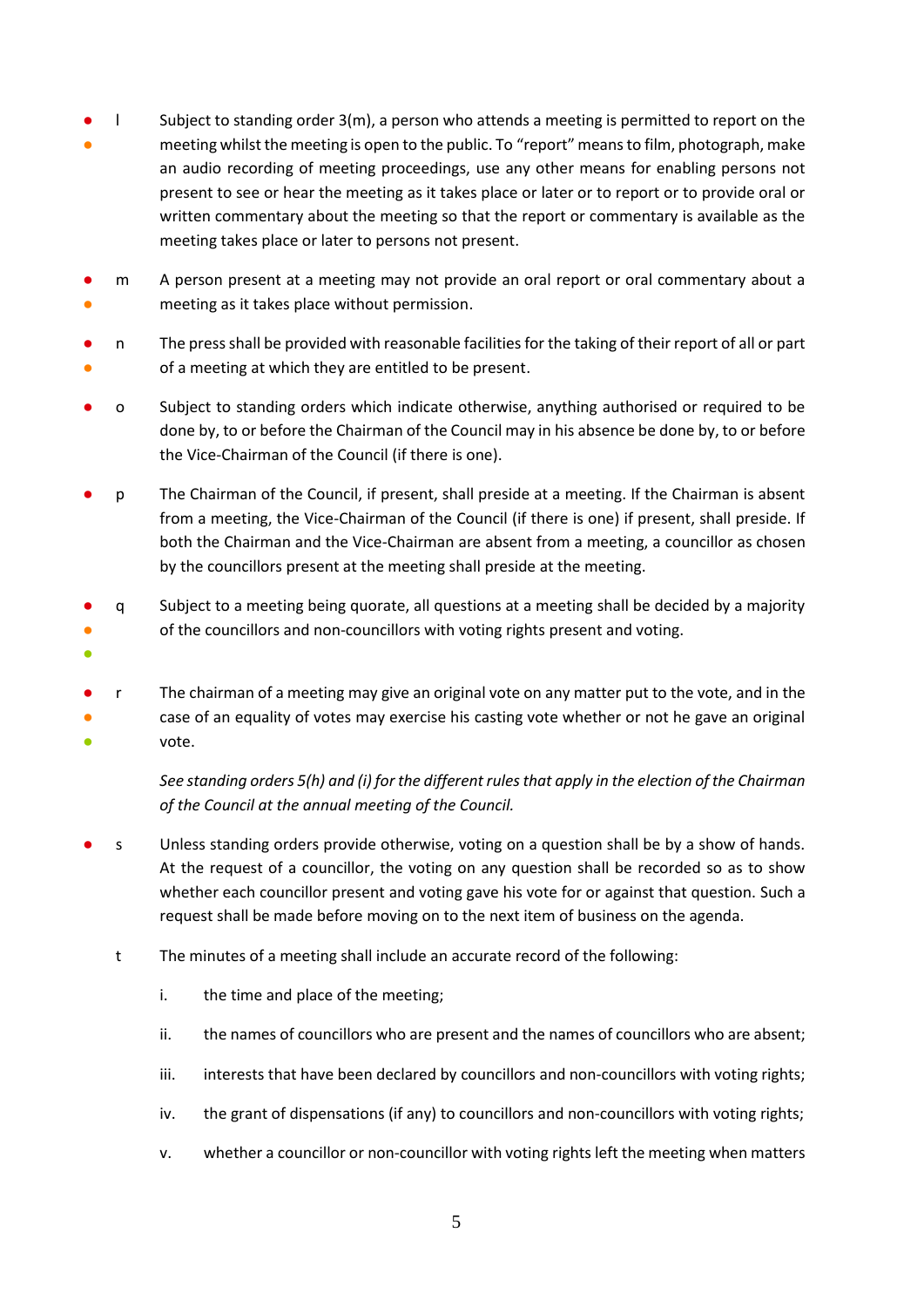- ● ● l — Subject to standing order 3(m), a person who attends a meeting is permitted to report on the meeting whilst the meeting is open to the public. To "report" means to film, photograph, make an audio recording of meeting proceedings, use any other means for enabling persons not present to see or hear the meeting as it takes place or later or to report or to provide oral or written commentary about the meeting so that the report or commentary is available as the meeting takes place or later to persons not present.

- ● ● m — A person present at a meeting may not provide an oral report or oral commentary about a meeting as it takes place without permission.

- ● ● n — The press shall be provided with reasonable facilities for the taking of their report of all or part of a meeting at which they are entitled to be present.

- ● o — Subject to standing orders which indicate otherwise, anything authorised or required to be done by, to or before the Chairman of the Council may in his absence be done by, to or before the Vice-Chairman of the Council (if there is one).

- ● p — The Chairman of the Council, if present, shall preside at a meeting. If the Chairman is absent from a meeting, the Vice-Chairman of the Council (if there is one) if present, shall preside. If both the Chairman and the Vice-Chairman are absent from a meeting, a councillor as chosen by the councillors present at the meeting shall preside at the meeting.

- ● ● ● q — Subject to a meeting being quorate, all questions at a meeting shall be decided by a majority of the councillors and non-councillors with voting rights present and voting.

- ● ● ● r — The chairman of a meeting may give an original vote on any matter put to the vote, and in the case of an equality of votes may exercise his casting vote whether or not he gave an original vote.

  *See standing orders 5(h) and (i) for the different rules that apply in the election of the Chairman of the Council at the annual meeting of the Council.*

- ● s — Unless standing orders provide otherwise, voting on a question shall be by a show of hands. At the request of a councillor, the voting on any question shall be recorded so as to show whether each councillor present and voting gave his vote for or against that question. Such a request shall be made before moving on to the next item of business on the agenda.

- t — The minutes of a meeting shall include an accurate record of the following:

  i. the time and place of the meeting;

  ii. the names of councillors who are present and the names of councillors who are absent;

  iii. interests that have been declared by councillors and non-councillors with voting rights;

  iv. the grant of dispensations (if any) to councillors and non-councillors with voting rights;

  v. whether a councillor or non-councillor with voting rights left the meeting when matters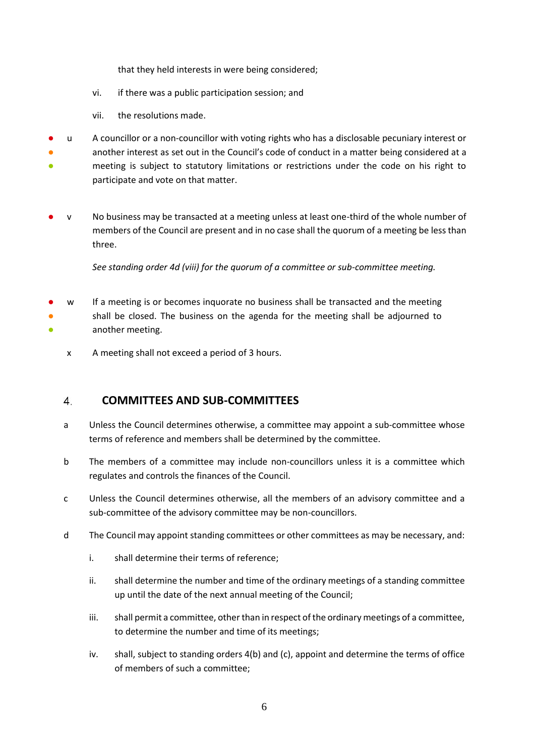that they held interests in were being considered;

vi. if there was a public participation session; and

vii. the resolutions made.

u A councillor or a non-councillor with voting rights who has a disclosable pecuniary interest or another interest as set out in the Council's code of conduct in a matter being considered at a meeting is subject to statutory limitations or restrictions under the code on his right to participate and vote on that matter.

v No business may be transacted at a meeting unless at least one-third of the whole number of members of the Council are present and in no case shall the quorum of a meeting be less than three.

*See standing order 4d (viii) for the quorum of a committee or sub-committee meeting.*

w If a meeting is or becomes inquorate no business shall be transacted and the meeting shall be closed. The business on the agenda for the meeting shall be adjourned to another meeting.

x A meeting shall not exceed a period of 3 hours.

## 4. COMMITTEES AND SUB-COMMITTEES

a Unless the Council determines otherwise, a committee may appoint a sub-committee whose terms of reference and members shall be determined by the committee.

b The members of a committee may include non-councillors unless it is a committee which regulates and controls the finances of the Council.

c Unless the Council determines otherwise, all the members of an advisory committee and a sub-committee of the advisory committee may be non-councillors.

d The Council may appoint standing committees or other committees as may be necessary, and:

i. shall determine their terms of reference;

ii. shall determine the number and time of the ordinary meetings of a standing committee up until the date of the next annual meeting of the Council;

iii. shall permit a committee, other than in respect of the ordinary meetings of a committee, to determine the number and time of its meetings;

iv. shall, subject to standing orders 4(b) and (c), appoint and determine the terms of office of members of such a committee;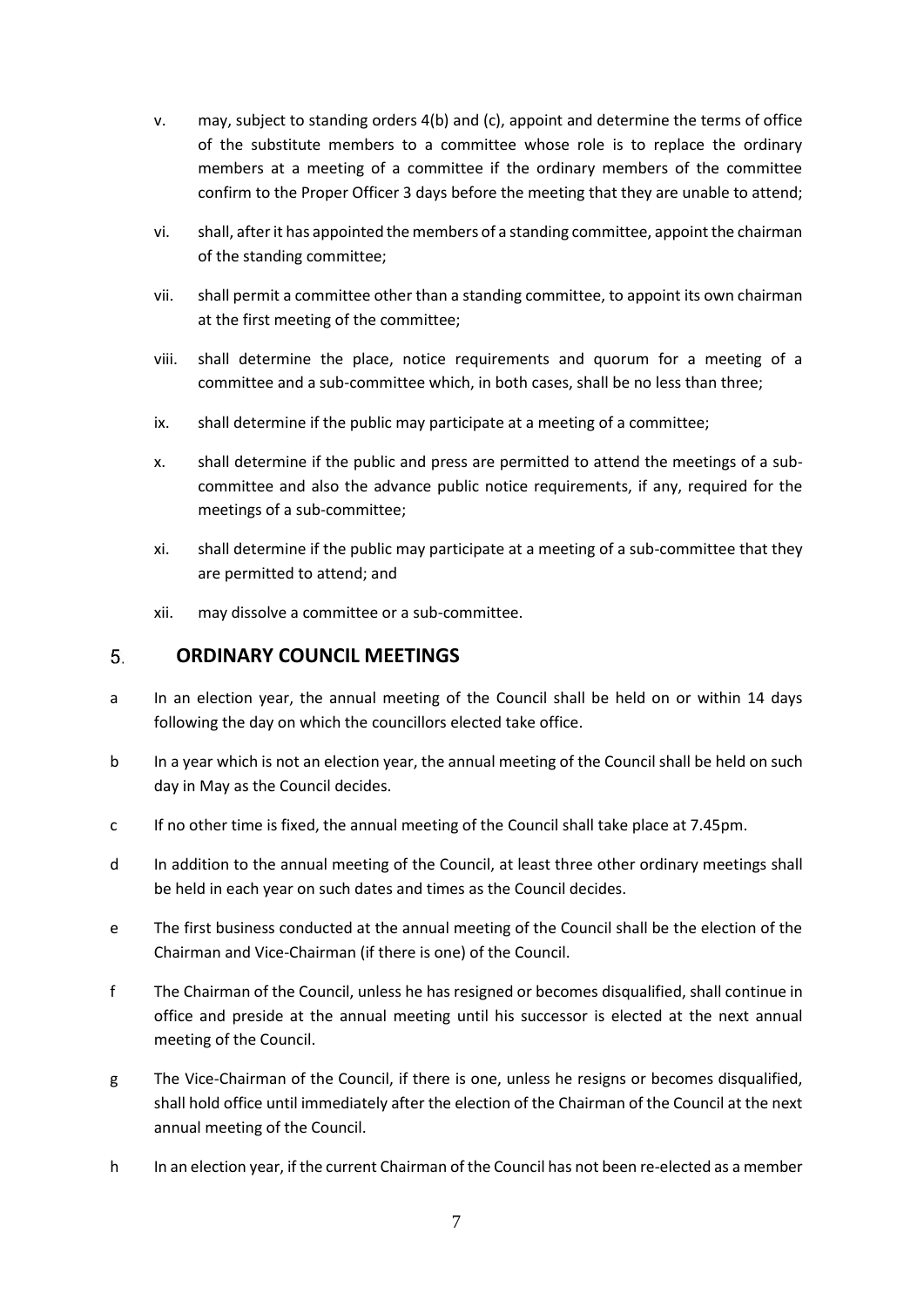v. may, subject to standing orders 4(b) and (c), appoint and determine the terms of office of the substitute members to a committee whose role is to replace the ordinary members at a meeting of a committee if the ordinary members of the committee confirm to the Proper Officer 3 days before the meeting that they are unable to attend;

vi. shall, after it has appointed the members of a standing committee, appoint the chairman of the standing committee;

vii. shall permit a committee other than a standing committee, to appoint its own chairman at the first meeting of the committee;

viii. shall determine the place, notice requirements and quorum for a meeting of a committee and a sub-committee which, in both cases, shall be no less than three;

ix. shall determine if the public may participate at a meeting of a committee;

x. shall determine if the public and press are permitted to attend the meetings of a sub-committee and also the advance public notice requirements, if any, required for the meetings of a sub-committee;

xi. shall determine if the public may participate at a meeting of a sub-committee that they are permitted to attend; and

xii. may dissolve a committee or a sub-committee.

## 5. ORDINARY COUNCIL MEETINGS

a In an election year, the annual meeting of the Council shall be held on or within 14 days following the day on which the councillors elected take office.

b In a year which is not an election year, the annual meeting of the Council shall be held on such day in May as the Council decides.

c If no other time is fixed, the annual meeting of the Council shall take place at 7.45pm.

d In addition to the annual meeting of the Council, at least three other ordinary meetings shall be held in each year on such dates and times as the Council decides.

e The first business conducted at the annual meeting of the Council shall be the election of the Chairman and Vice-Chairman (if there is one) of the Council.

f The Chairman of the Council, unless he has resigned or becomes disqualified, shall continue in office and preside at the annual meeting until his successor is elected at the next annual meeting of the Council.

g The Vice-Chairman of the Council, if there is one, unless he resigns or becomes disqualified, shall hold office until immediately after the election of the Chairman of the Council at the next annual meeting of the Council.

h In an election year, if the current Chairman of the Council has not been re-elected as a member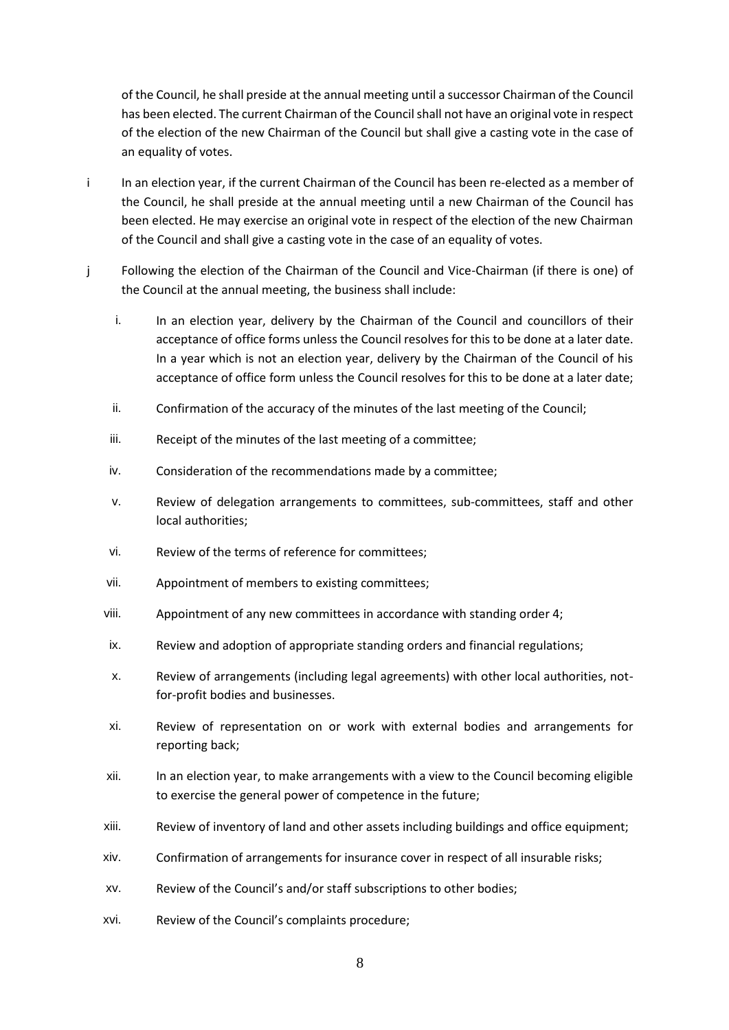of the Council, he shall preside at the annual meeting until a successor Chairman of the Council has been elected. The current Chairman of the Council shall not have an original vote in respect of the election of the new Chairman of the Council but shall give a casting vote in the case of an equality of votes.

i In an election year, if the current Chairman of the Council has been re-elected as a member of the Council, he shall preside at the annual meeting until a new Chairman of the Council has been elected. He may exercise an original vote in respect of the election of the new Chairman of the Council and shall give a casting vote in the case of an equality of votes.

j Following the election of the Chairman of the Council and Vice-Chairman (if there is one) of the Council at the annual meeting, the business shall include:

i. In an election year, delivery by the Chairman of the Council and councillors of their acceptance of office forms unless the Council resolves for this to be done at a later date. In a year which is not an election year, delivery by the Chairman of the Council of his acceptance of office form unless the Council resolves for this to be done at a later date;

ii. Confirmation of the accuracy of the minutes of the last meeting of the Council;

iii. Receipt of the minutes of the last meeting of a committee;

iv. Consideration of the recommendations made by a committee;

v. Review of delegation arrangements to committees, sub-committees, staff and other local authorities;

vi. Review of the terms of reference for committees;

vii. Appointment of members to existing committees;

viii. Appointment of any new committees in accordance with standing order 4;

ix. Review and adoption of appropriate standing orders and financial regulations;

x. Review of arrangements (including legal agreements) with other local authorities, not-for-profit bodies and businesses.

xi. Review of representation on or work with external bodies and arrangements for reporting back;

xii. In an election year, to make arrangements with a view to the Council becoming eligible to exercise the general power of competence in the future;

xiii. Review of inventory of land and other assets including buildings and office equipment;

xiv. Confirmation of arrangements for insurance cover in respect of all insurable risks;

xv. Review of the Council's and/or staff subscriptions to other bodies;

xvi. Review of the Council's complaints procedure;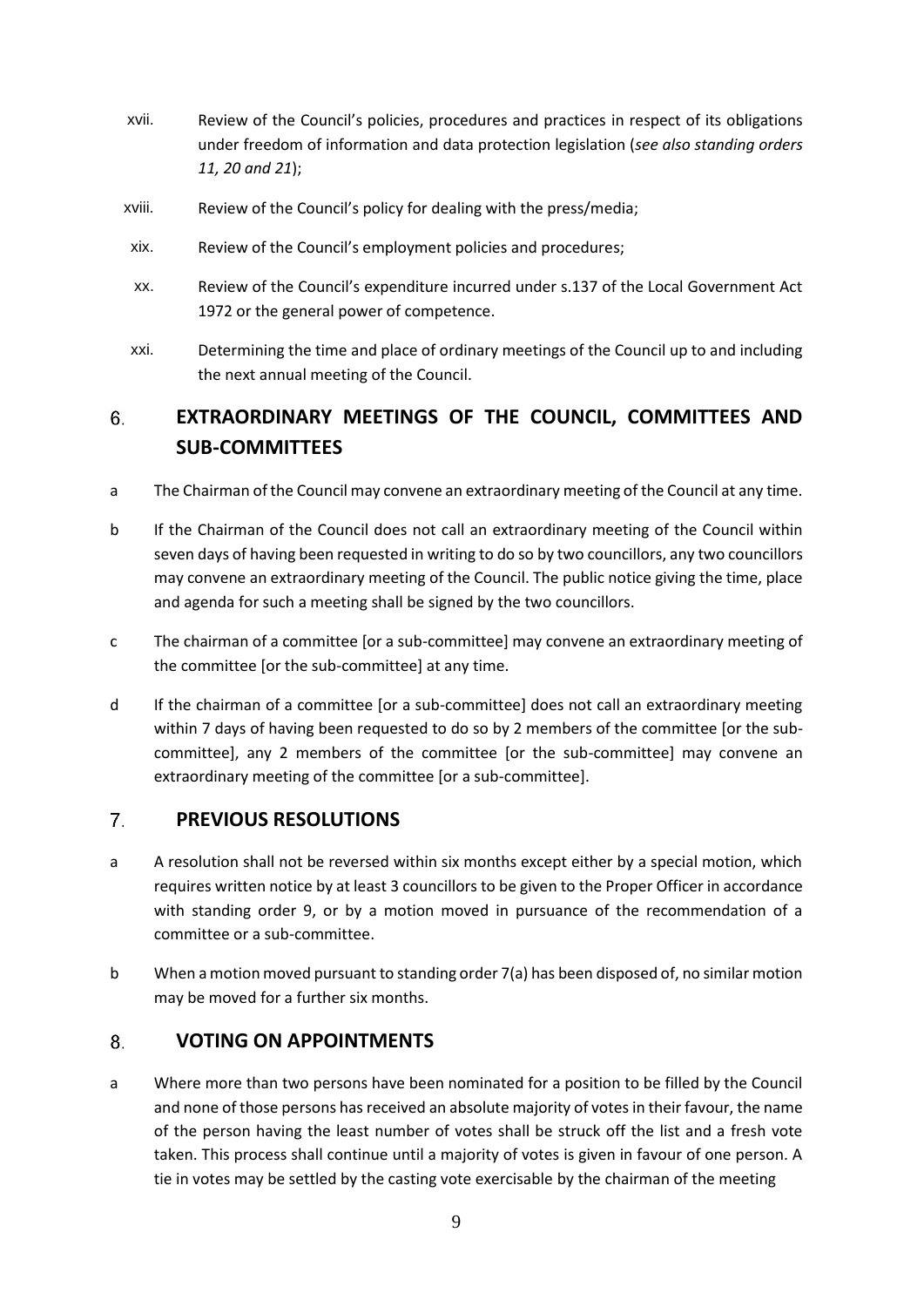xvii. Review of the Council's policies, procedures and practices in respect of its obligations under freedom of information and data protection legislation (*see also standing orders 11, 20 and 21*);

xviii. Review of the Council's policy for dealing with the press/media;

xix. Review of the Council's employment policies and procedures;

xx. Review of the Council's expenditure incurred under s.137 of the Local Government Act 1972 or the general power of competence.

xxi. Determining the time and place of ordinary meetings of the Council up to and including the next annual meeting of the Council.

## 6. EXTRAORDINARY MEETINGS OF THE COUNCIL, COMMITTEES AND SUB-COMMITTEES

a The Chairman of the Council may convene an extraordinary meeting of the Council at any time.

b If the Chairman of the Council does not call an extraordinary meeting of the Council within seven days of having been requested in writing to do so by two councillors, any two councillors may convene an extraordinary meeting of the Council. The public notice giving the time, place and agenda for such a meeting shall be signed by the two councillors.

c The chairman of a committee [or a sub-committee] may convene an extraordinary meeting of the committee [or the sub-committee] at any time.

d If the chairman of a committee [or a sub-committee] does not call an extraordinary meeting within 7 days of having been requested to do so by 2 members of the committee [or the sub-committee], any 2 members of the committee [or the sub-committee] may convene an extraordinary meeting of the committee [or a sub-committee].

## 7. PREVIOUS RESOLUTIONS

a A resolution shall not be reversed within six months except either by a special motion, which requires written notice by at least 3 councillors to be given to the Proper Officer in accordance with standing order 9, or by a motion moved in pursuance of the recommendation of a committee or a sub-committee.

b When a motion moved pursuant to standing order 7(a) has been disposed of, no similar motion may be moved for a further six months.

## 8. VOTING ON APPOINTMENTS

a Where more than two persons have been nominated for a position to be filled by the Council and none of those persons has received an absolute majority of votes in their favour, the name of the person having the least number of votes shall be struck off the list and a fresh vote taken. This process shall continue until a majority of votes is given in favour of one person. A tie in votes may be settled by the casting vote exercisable by the chairman of the meeting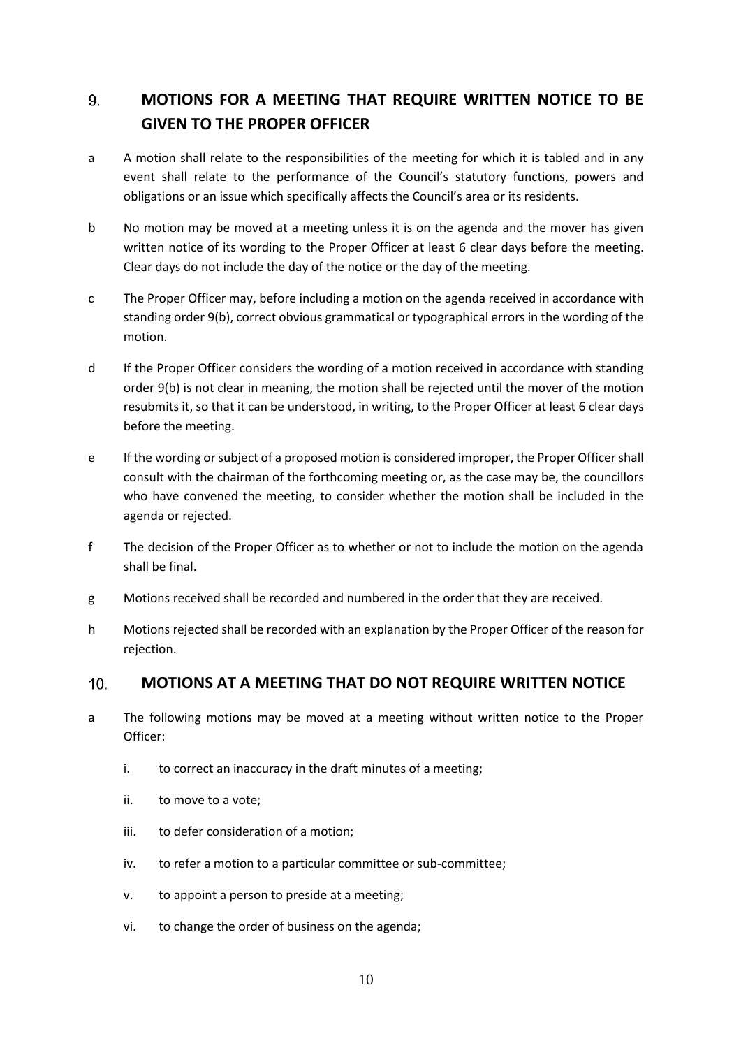## 9. MOTIONS FOR A MEETING THAT REQUIRE WRITTEN NOTICE TO BE GIVEN TO THE PROPER OFFICER

a A motion shall relate to the responsibilities of the meeting for which it is tabled and in any event shall relate to the performance of the Council's statutory functions, powers and obligations or an issue which specifically affects the Council's area or its residents.

b No motion may be moved at a meeting unless it is on the agenda and the mover has given written notice of its wording to the Proper Officer at least 6 clear days before the meeting. Clear days do not include the day of the notice or the day of the meeting.

c The Proper Officer may, before including a motion on the agenda received in accordance with standing order 9(b), correct obvious grammatical or typographical errors in the wording of the motion.

d If the Proper Officer considers the wording of a motion received in accordance with standing order 9(b) is not clear in meaning, the motion shall be rejected until the mover of the motion resubmits it, so that it can be understood, in writing, to the Proper Officer at least 6 clear days before the meeting.

e If the wording or subject of a proposed motion is considered improper, the Proper Officer shall consult with the chairman of the forthcoming meeting or, as the case may be, the councillors who have convened the meeting, to consider whether the motion shall be included in the agenda or rejected.

f The decision of the Proper Officer as to whether or not to include the motion on the agenda shall be final.

g Motions received shall be recorded and numbered in the order that they are received.

h Motions rejected shall be recorded with an explanation by the Proper Officer of the reason for rejection.

## 10. MOTIONS AT A MEETING THAT DO NOT REQUIRE WRITTEN NOTICE

a The following motions may be moved at a meeting without written notice to the Proper Officer:

  i. to correct an inaccuracy in the draft minutes of a meeting;

  ii. to move to a vote;

  iii. to defer consideration of a motion;

  iv. to refer a motion to a particular committee or sub-committee;

  v. to appoint a person to preside at a meeting;

  vi. to change the order of business on the agenda;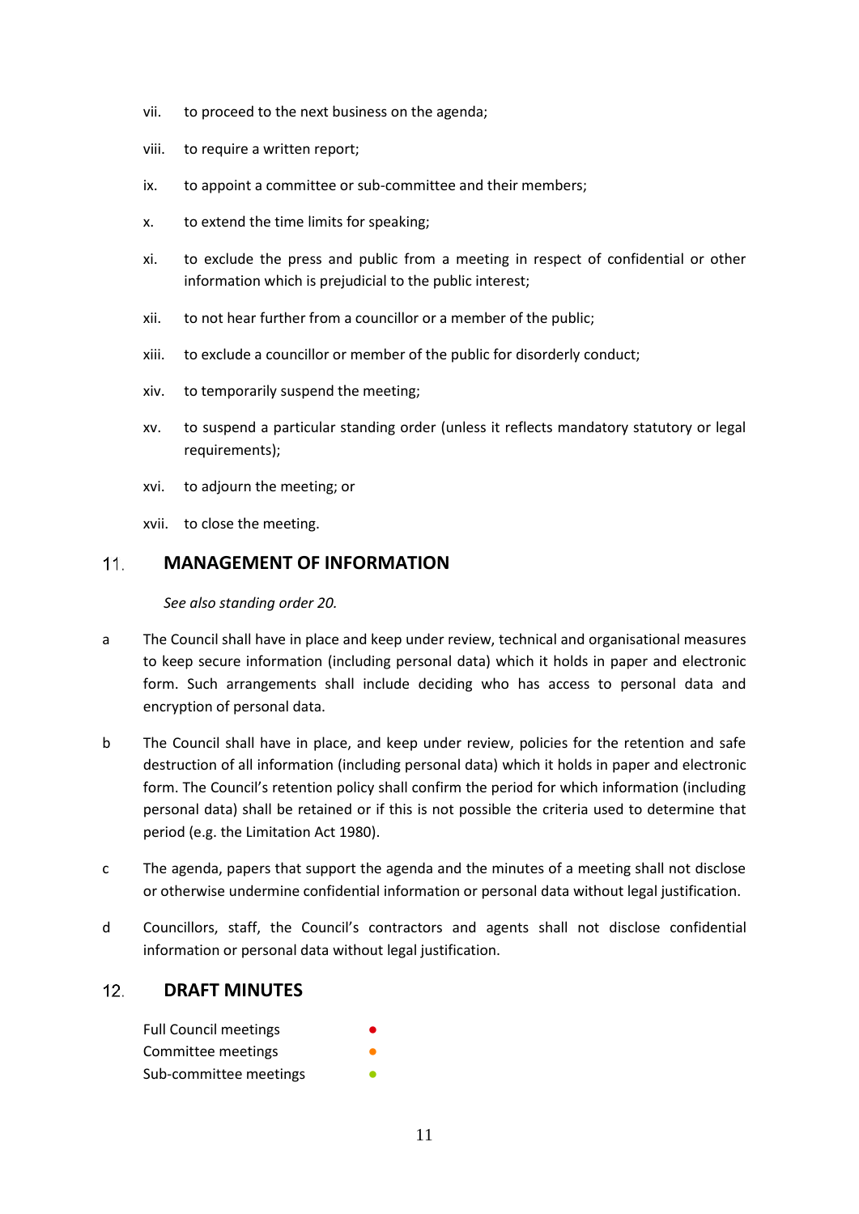vii. to proceed to the next business on the agenda;

viii. to require a written report;

ix. to appoint a committee or sub-committee and their members;

x. to extend the time limits for speaking;

xi. to exclude the press and public from a meeting in respect of confidential or other information which is prejudicial to the public interest;

xii. to not hear further from a councillor or a member of the public;

xiii. to exclude a councillor or member of the public for disorderly conduct;

xiv. to temporarily suspend the meeting;

xv. to suspend a particular standing order (unless it reflects mandatory statutory or legal requirements);

xvi. to adjourn the meeting; or

xvii. to close the meeting.

## 11. MANAGEMENT OF INFORMATION

*See also standing order 20.*

a The Council shall have in place and keep under review, technical and organisational measures to keep secure information (including personal data) which it holds in paper and electronic form. Such arrangements shall include deciding who has access to personal data and encryption of personal data.

b The Council shall have in place, and keep under review, policies for the retention and safe destruction of all information (including personal data) which it holds in paper and electronic form. The Council's retention policy shall confirm the period for which information (including personal data) shall be retained or if this is not possible the criteria used to determine that period (e.g. the Limitation Act 1980).

c The agenda, papers that support the agenda and the minutes of a meeting shall not disclose or otherwise undermine confidential information or personal data without legal justification.

d Councillors, staff, the Council's contractors and agents shall not disclose confidential information or personal data without legal justification.

## 12. DRAFT MINUTES

Full Council meetings ●
Committee meetings ●
Sub-committee meetings ●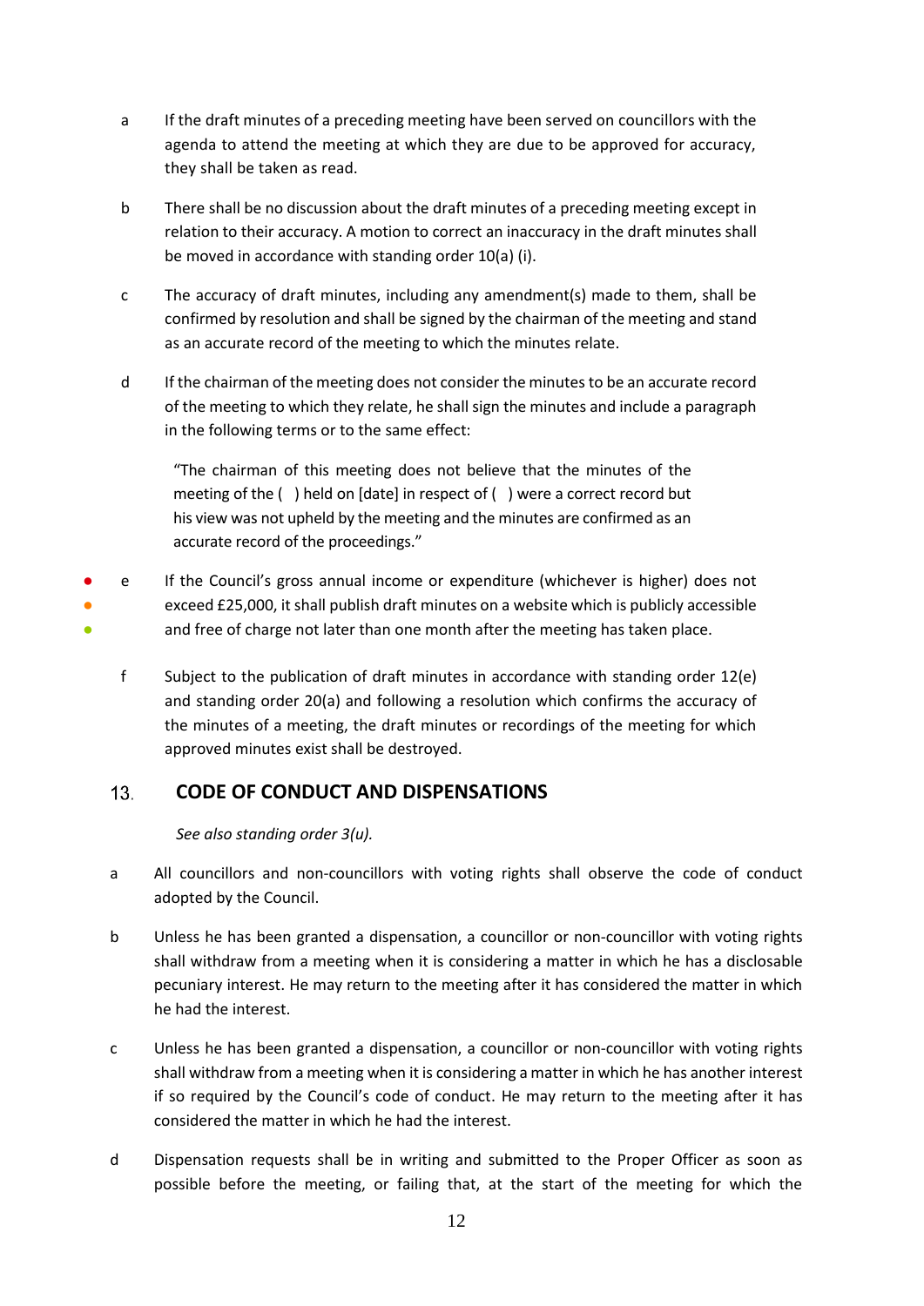a If the draft minutes of a preceding meeting have been served on councillors with the agenda to attend the meeting at which they are due to be approved for accuracy, they shall be taken as read.

b There shall be no discussion about the draft minutes of a preceding meeting except in relation to their accuracy. A motion to correct an inaccuracy in the draft minutes shall be moved in accordance with standing order 10(a) (i).

c The accuracy of draft minutes, including any amendment(s) made to them, shall be confirmed by resolution and shall be signed by the chairman of the meeting and stand as an accurate record of the meeting to which the minutes relate.

d If the chairman of the meeting does not consider the minutes to be an accurate record of the meeting to which they relate, he shall sign the minutes and include a paragraph in the following terms or to the same effect:

> "The chairman of this meeting does not believe that the minutes of the meeting of the ( ) held on [date] in respect of ( ) were a correct record but his view was not upheld by the meeting and the minutes are confirmed as an accurate record of the proceedings."

● ● ● e If the Council's gross annual income or expenditure (whichever is higher) does not exceed £25,000, it shall publish draft minutes on a website which is publicly accessible and free of charge not later than one month after the meeting has taken place.

f Subject to the publication of draft minutes in accordance with standing order 12(e) and standing order 20(a) and following a resolution which confirms the accuracy of the minutes of a meeting, the draft minutes or recordings of the meeting for which approved minutes exist shall be destroyed.

## 13. CODE OF CONDUCT AND DISPENSATIONS

*See also standing order 3(u).*

a All councillors and non-councillors with voting rights shall observe the code of conduct adopted by the Council.

b Unless he has been granted a dispensation, a councillor or non-councillor with voting rights shall withdraw from a meeting when it is considering a matter in which he has a disclosable pecuniary interest. He may return to the meeting after it has considered the matter in which he had the interest.

c Unless he has been granted a dispensation, a councillor or non-councillor with voting rights shall withdraw from a meeting when it is considering a matter in which he has another interest if so required by the Council's code of conduct. He may return to the meeting after it has considered the matter in which he had the interest.

d Dispensation requests shall be in writing and submitted to the Proper Officer as soon as possible before the meeting, or failing that, at the start of the meeting for which the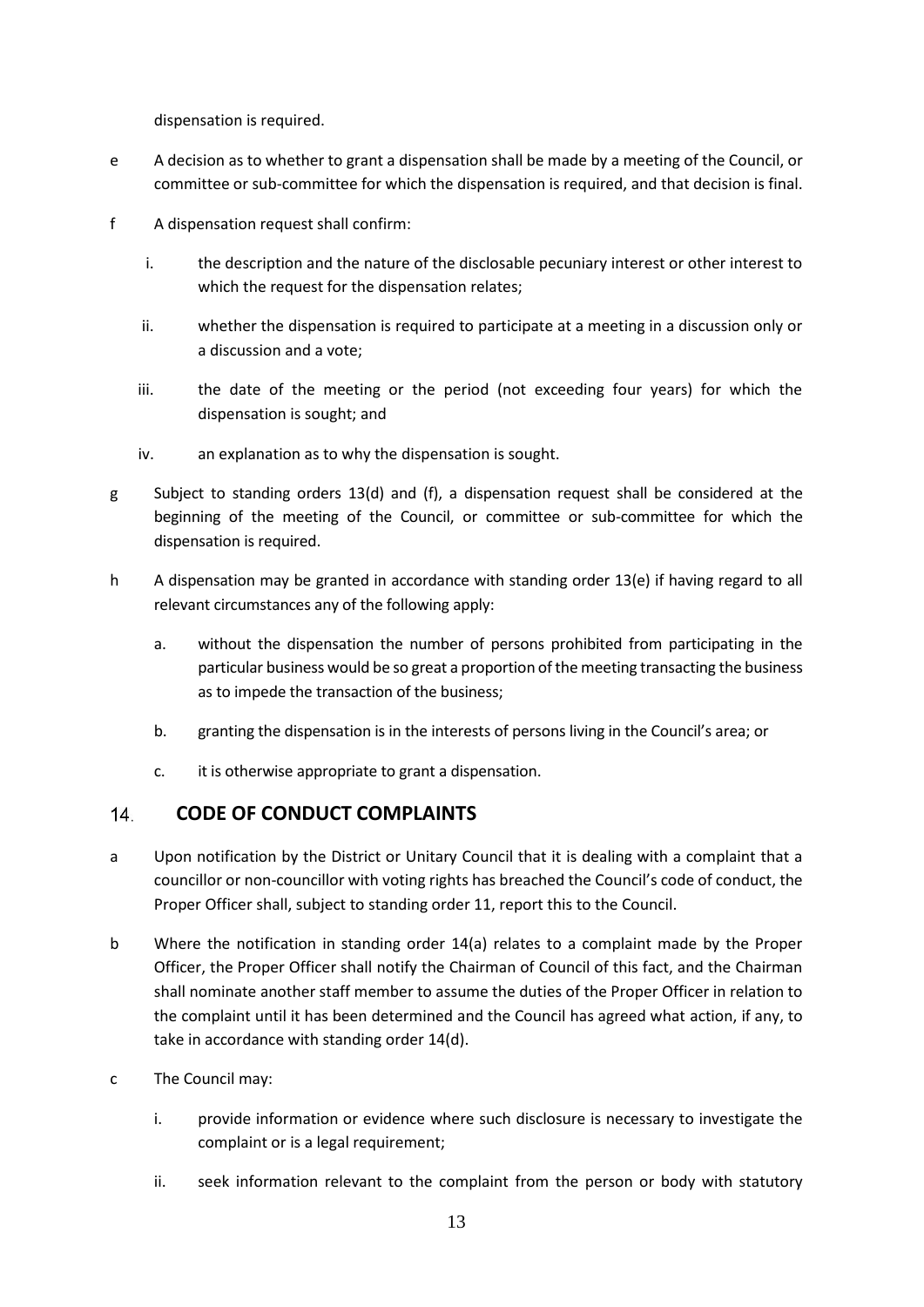dispensation is required.

e A decision as to whether to grant a dispensation shall be made by a meeting of the Council, or committee or sub-committee for which the dispensation is required, and that decision is final.

f A dispensation request shall confirm:

   i. the description and the nature of the disclosable pecuniary interest or other interest to which the request for the dispensation relates;

   ii. whether the dispensation is required to participate at a meeting in a discussion only or a discussion and a vote;

   iii. the date of the meeting or the period (not exceeding four years) for which the dispensation is sought; and

   iv. an explanation as to why the dispensation is sought.

g Subject to standing orders 13(d) and (f), a dispensation request shall be considered at the beginning of the meeting of the Council, or committee or sub-committee for which the dispensation is required.

h A dispensation may be granted in accordance with standing order 13(e) if having regard to all relevant circumstances any of the following apply:

   a. without the dispensation the number of persons prohibited from participating in the particular business would be so great a proportion of the meeting transacting the business as to impede the transaction of the business;

   b. granting the dispensation is in the interests of persons living in the Council's area; or

   c. it is otherwise appropriate to grant a dispensation.

## 14. CODE OF CONDUCT COMPLAINTS

a Upon notification by the District or Unitary Council that it is dealing with a complaint that a councillor or non-councillor with voting rights has breached the Council's code of conduct, the Proper Officer shall, subject to standing order 11, report this to the Council.

b Where the notification in standing order 14(a) relates to a complaint made by the Proper Officer, the Proper Officer shall notify the Chairman of Council of this fact, and the Chairman shall nominate another staff member to assume the duties of the Proper Officer in relation to the complaint until it has been determined and the Council has agreed what action, if any, to take in accordance with standing order 14(d).

c The Council may:

   i. provide information or evidence where such disclosure is necessary to investigate the complaint or is a legal requirement;

   ii. seek information relevant to the complaint from the person or body with statutory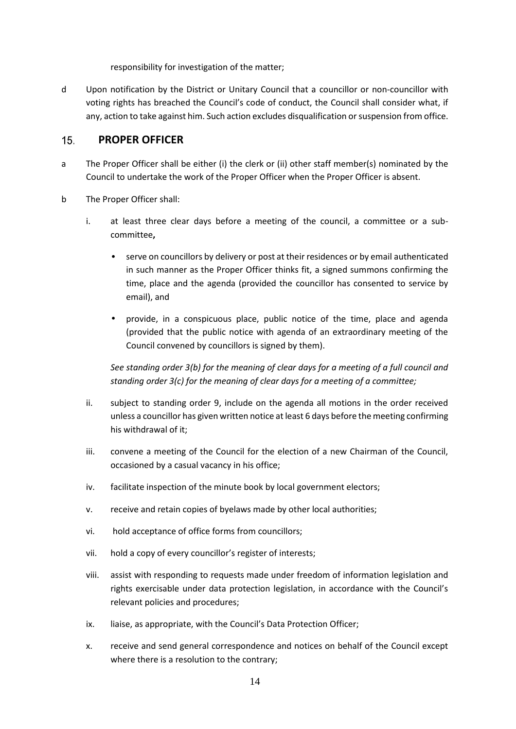responsibility for investigation of the matter;

d Upon notification by the District or Unitary Council that a councillor or non-councillor with voting rights has breached the Council's code of conduct, the Council shall consider what, if any, action to take against him. Such action excludes disqualification or suspension from office.

## 15. PROPER OFFICER

a The Proper Officer shall be either (i) the clerk or (ii) other staff member(s) nominated by the Council to undertake the work of the Proper Officer when the Proper Officer is absent.

b The Proper Officer shall:

i. at least three clear days before a meeting of the council, a committee or a sub-committee**,**

- serve on councillors by delivery or post at their residences or by email authenticated in such manner as the Proper Officer thinks fit, a signed summons confirming the time, place and the agenda (provided the councillor has consented to service by email), and
- provide, in a conspicuous place, public notice of the time, place and agenda (provided that the public notice with agenda of an extraordinary meeting of the Council convened by councillors is signed by them).

*See standing order 3(b) for the meaning of clear days for a meeting of a full council and standing order 3(c) for the meaning of clear days for a meeting of a committee;*

ii. subject to standing order 9, include on the agenda all motions in the order received unless a councillor has given written notice at least 6 days before the meeting confirming his withdrawal of it;

iii. convene a meeting of the Council for the election of a new Chairman of the Council, occasioned by a casual vacancy in his office;

iv. facilitate inspection of the minute book by local government electors;

v. receive and retain copies of byelaws made by other local authorities;

vi. hold acceptance of office forms from councillors;

vii. hold a copy of every councillor's register of interests;

viii. assist with responding to requests made under freedom of information legislation and rights exercisable under data protection legislation, in accordance with the Council's relevant policies and procedures;

ix. liaise, as appropriate, with the Council's Data Protection Officer;

x. receive and send general correspondence and notices on behalf of the Council except where there is a resolution to the contrary;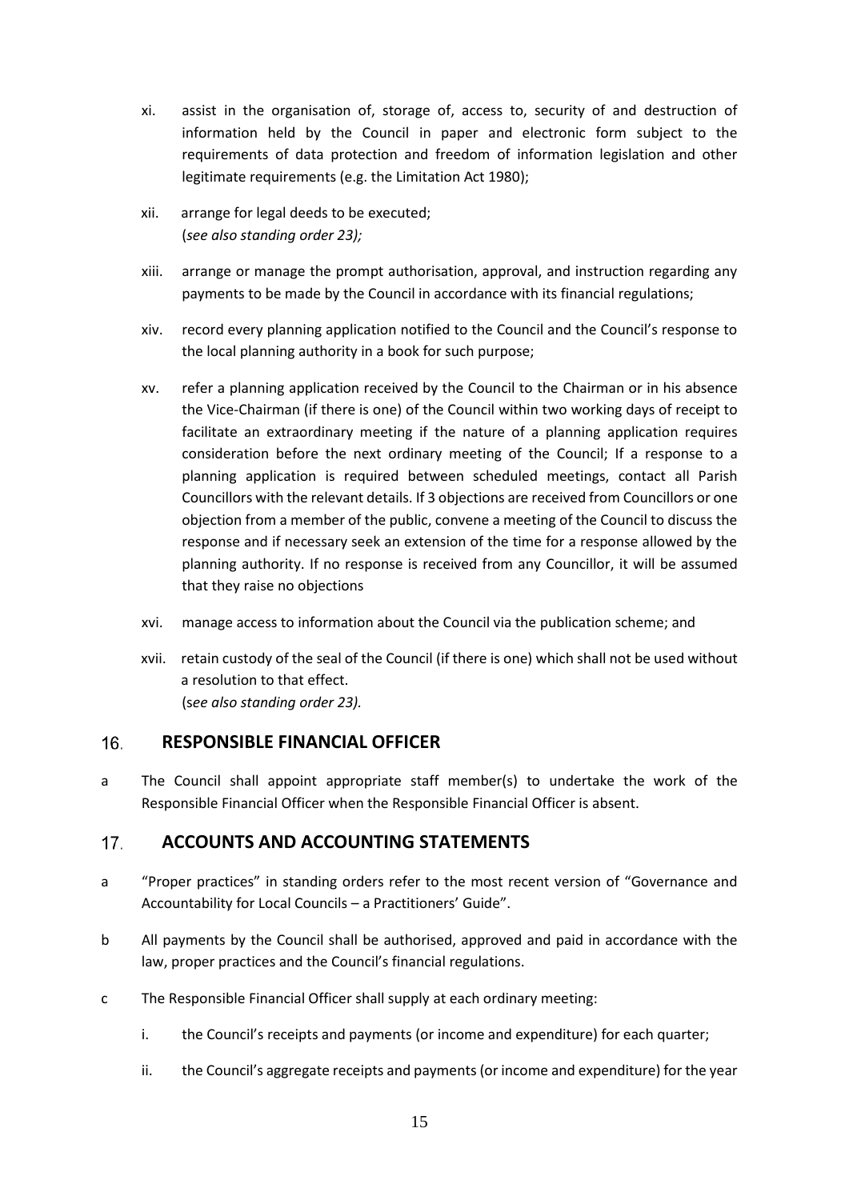xi. assist in the organisation of, storage of, access to, security of and destruction of information held by the Council in paper and electronic form subject to the requirements of data protection and freedom of information legislation and other legitimate requirements (e.g. the Limitation Act 1980);

xii. arrange for legal deeds to be executed;
(*see also standing order 23);*

xiii. arrange or manage the prompt authorisation, approval, and instruction regarding any payments to be made by the Council in accordance with its financial regulations;

xiv. record every planning application notified to the Council and the Council's response to the local planning authority in a book for such purpose;

xv. refer a planning application received by the Council to the Chairman or in his absence the Vice-Chairman (if there is one) of the Council within two working days of receipt to facilitate an extraordinary meeting if the nature of a planning application requires consideration before the next ordinary meeting of the Council; If a response to a planning application is required between scheduled meetings, contact all Parish Councillors with the relevant details. If 3 objections are received from Councillors or one objection from a member of the public, convene a meeting of the Council to discuss the response and if necessary seek an extension of the time for a response allowed by the planning authority. If no response is received from any Councillor, it will be assumed that they raise no objections

xvi. manage access to information about the Council via the publication scheme; and

xvii. retain custody of the seal of the Council (if there is one) which shall not be used without a resolution to that effect.
(*see also standing order 23).*

## 16. RESPONSIBLE FINANCIAL OFFICER

a The Council shall appoint appropriate staff member(s) to undertake the work of the Responsible Financial Officer when the Responsible Financial Officer is absent.

## 17. ACCOUNTS AND ACCOUNTING STATEMENTS

a "Proper practices" in standing orders refer to the most recent version of "Governance and Accountability for Local Councils – a Practitioners' Guide".

b All payments by the Council shall be authorised, approved and paid in accordance with the law, proper practices and the Council's financial regulations.

c The Responsible Financial Officer shall supply at each ordinary meeting:

i. the Council's receipts and payments (or income and expenditure) for each quarter;

ii. the Council's aggregate receipts and payments (or income and expenditure) for the year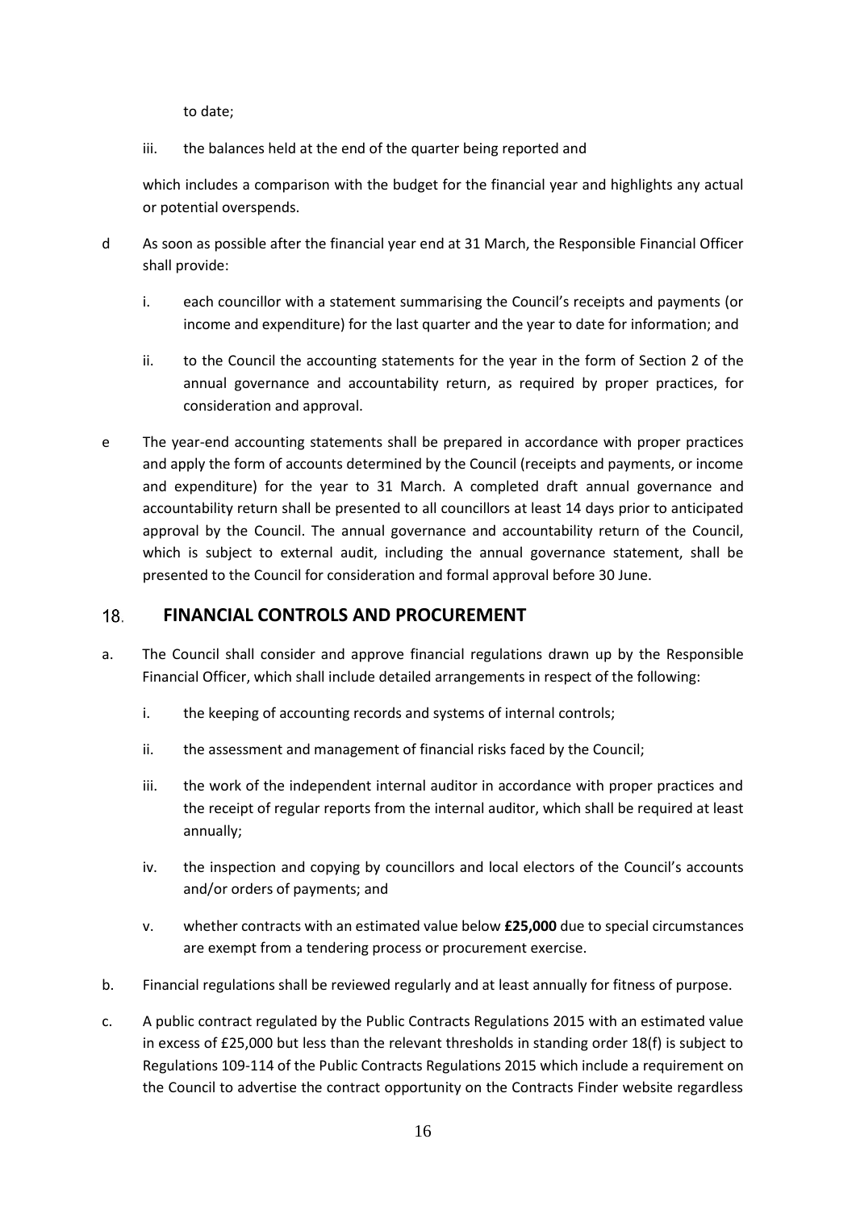to date;

iii. the balances held at the end of the quarter being reported and

which includes a comparison with the budget for the financial year and highlights any actual or potential overspends.

d As soon as possible after the financial year end at 31 March, the Responsible Financial Officer shall provide:

i. each councillor with a statement summarising the Council's receipts and payments (or income and expenditure) for the last quarter and the year to date for information; and

ii. to the Council the accounting statements for the year in the form of Section 2 of the annual governance and accountability return, as required by proper practices, for consideration and approval.

e The year-end accounting statements shall be prepared in accordance with proper practices and apply the form of accounts determined by the Council (receipts and payments, or income and expenditure) for the year to 31 March. A completed draft annual governance and accountability return shall be presented to all councillors at least 14 days prior to anticipated approval by the Council. The annual governance and accountability return of the Council, which is subject to external audit, including the annual governance statement, shall be presented to the Council for consideration and formal approval before 30 June.

## 18. FINANCIAL CONTROLS AND PROCUREMENT

a. The Council shall consider and approve financial regulations drawn up by the Responsible Financial Officer, which shall include detailed arrangements in respect of the following:

i. the keeping of accounting records and systems of internal controls;

ii. the assessment and management of financial risks faced by the Council;

iii. the work of the independent internal auditor in accordance with proper practices and the receipt of regular reports from the internal auditor, which shall be required at least annually;

iv. the inspection and copying by councillors and local electors of the Council's accounts and/or orders of payments; and

v. whether contracts with an estimated value below **£25,000** due to special circumstances are exempt from a tendering process or procurement exercise.

b. Financial regulations shall be reviewed regularly and at least annually for fitness of purpose.

c. A public contract regulated by the Public Contracts Regulations 2015 with an estimated value in excess of £25,000 but less than the relevant thresholds in standing order 18(f) is subject to Regulations 109-114 of the Public Contracts Regulations 2015 which include a requirement on the Council to advertise the contract opportunity on the Contracts Finder website regardless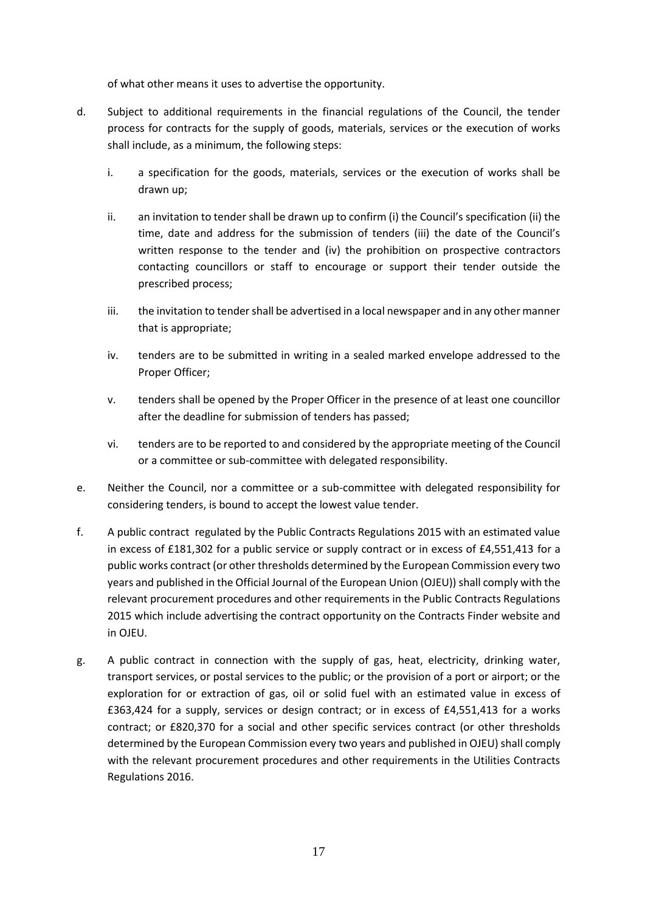of what other means it uses to advertise the opportunity.

d. Subject to additional requirements in the financial regulations of the Council, the tender process for contracts for the supply of goods, materials, services or the execution of works shall include, as a minimum, the following steps:

   i. a specification for the goods, materials, services or the execution of works shall be drawn up;

   ii. an invitation to tender shall be drawn up to confirm (i) the Council's specification (ii) the time, date and address for the submission of tenders (iii) the date of the Council's written response to the tender and (iv) the prohibition on prospective contractors contacting councillors or staff to encourage or support their tender outside the prescribed process;

   iii. the invitation to tender shall be advertised in a local newspaper and in any other manner that is appropriate;

   iv. tenders are to be submitted in writing in a sealed marked envelope addressed to the Proper Officer;

   v. tenders shall be opened by the Proper Officer in the presence of at least one councillor after the deadline for submission of tenders has passed;

   vi. tenders are to be reported to and considered by the appropriate meeting of the Council or a committee or sub-committee with delegated responsibility.

e. Neither the Council, nor a committee or a sub-committee with delegated responsibility for considering tenders, is bound to accept the lowest value tender.

f. A public contract regulated by the Public Contracts Regulations 2015 with an estimated value in excess of £181,302 for a public service or supply contract or in excess of £4,551,413 for a public works contract (or other thresholds determined by the European Commission every two years and published in the Official Journal of the European Union (OJEU)) shall comply with the relevant procurement procedures and other requirements in the Public Contracts Regulations 2015 which include advertising the contract opportunity on the Contracts Finder website and in OJEU.

g. A public contract in connection with the supply of gas, heat, electricity, drinking water, transport services, or postal services to the public; or the provision of a port or airport; or the exploration for or extraction of gas, oil or solid fuel with an estimated value in excess of £363,424 for a supply, services or design contract; or in excess of £4,551,413 for a works contract; or £820,370 for a social and other specific services contract (or other thresholds determined by the European Commission every two years and published in OJEU) shall comply with the relevant procurement procedures and other requirements in the Utilities Contracts Regulations 2016.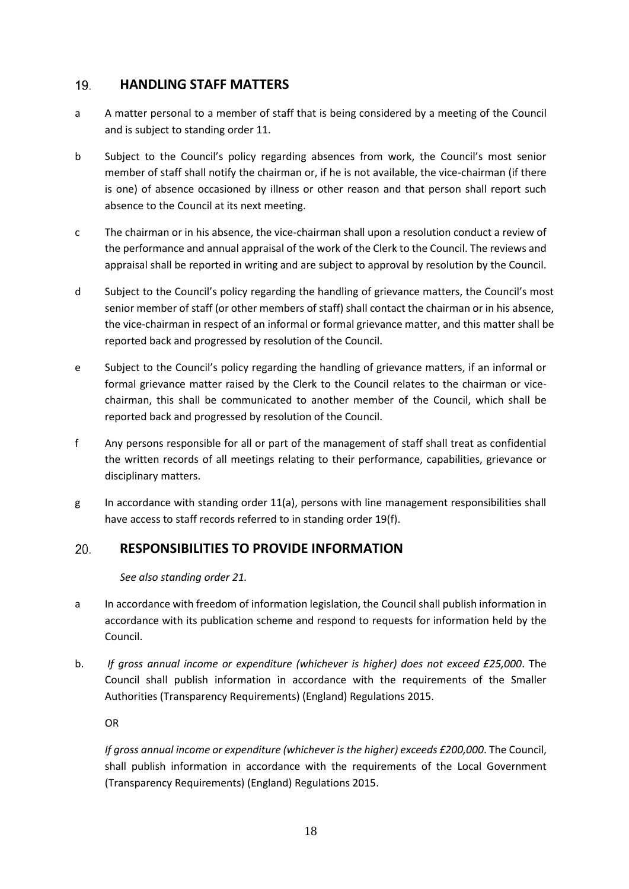## 19. HANDLING STAFF MATTERS

a A matter personal to a member of staff that is being considered by a meeting of the Council and is subject to standing order 11.

b Subject to the Council's policy regarding absences from work, the Council's most senior member of staff shall notify the chairman or, if he is not available, the vice-chairman (if there is one) of absence occasioned by illness or other reason and that person shall report such absence to the Council at its next meeting.

c The chairman or in his absence, the vice-chairman shall upon a resolution conduct a review of the performance and annual appraisal of the work of the Clerk to the Council. The reviews and appraisal shall be reported in writing and are subject to approval by resolution by the Council.

d Subject to the Council's policy regarding the handling of grievance matters, the Council's most senior member of staff (or other members of staff) shall contact the chairman or in his absence, the vice-chairman in respect of an informal or formal grievance matter, and this matter shall be reported back and progressed by resolution of the Council.

e Subject to the Council's policy regarding the handling of grievance matters, if an informal or formal grievance matter raised by the Clerk to the Council relates to the chairman or vice-chairman, this shall be communicated to another member of the Council, which shall be reported back and progressed by resolution of the Council.

f Any persons responsible for all or part of the management of staff shall treat as confidential the written records of all meetings relating to their performance, capabilities, grievance or disciplinary matters.

g In accordance with standing order 11(a), persons with line management responsibilities shall have access to staff records referred to in standing order 19(f).

## 20. RESPONSIBILITIES TO PROVIDE INFORMATION

*See also standing order 21.*

a In accordance with freedom of information legislation, the Council shall publish information in accordance with its publication scheme and respond to requests for information held by the Council.

b. *If gross annual income or expenditure (whichever is higher) does not exceed £25,000*. The Council shall publish information in accordance with the requirements of the Smaller Authorities (Transparency Requirements) (England) Regulations 2015.

OR

*If gross annual income or expenditure (whichever is the higher) exceeds £200,000*. The Council, shall publish information in accordance with the requirements of the Local Government (Transparency Requirements) (England) Regulations 2015.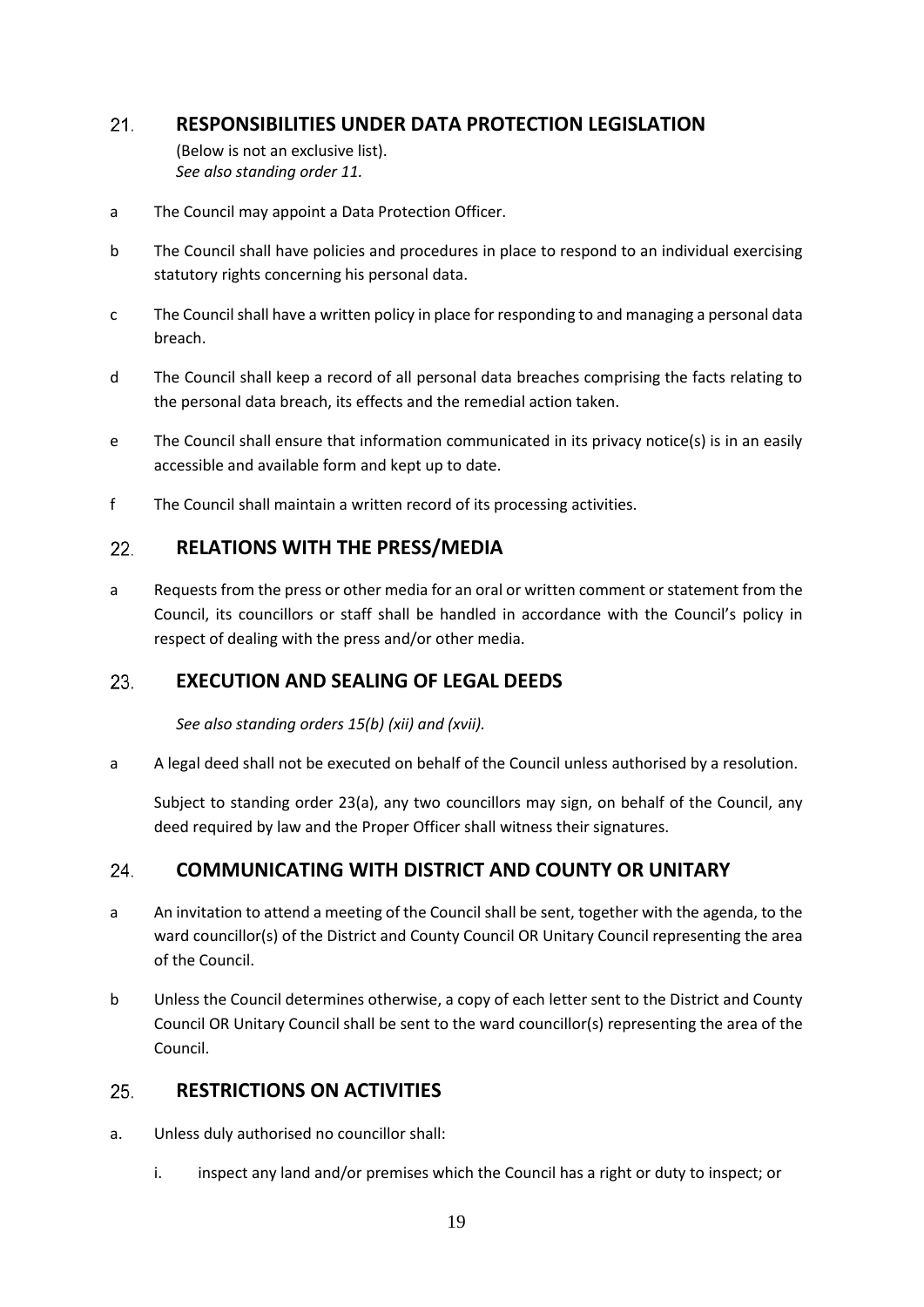## 21. RESPONSIBILITIES UNDER DATA PROTECTION LEGISLATION

(Below is not an exclusive list).
*See also standing order 11.*

a The Council may appoint a Data Protection Officer.

b The Council shall have policies and procedures in place to respond to an individual exercising statutory rights concerning his personal data.

c The Council shall have a written policy in place for responding to and managing a personal data breach.

d The Council shall keep a record of all personal data breaches comprising the facts relating to the personal data breach, its effects and the remedial action taken.

e The Council shall ensure that information communicated in its privacy notice(s) is in an easily accessible and available form and kept up to date.

f The Council shall maintain a written record of its processing activities.

## 22. RELATIONS WITH THE PRESS/MEDIA

a Requests from the press or other media for an oral or written comment or statement from the Council, its councillors or staff shall be handled in accordance with the Council's policy in respect of dealing with the press and/or other media.

## 23. EXECUTION AND SEALING OF LEGAL DEEDS

*See also standing orders 15(b) (xii) and (xvii).*

a A legal deed shall not be executed on behalf of the Council unless authorised by a resolution.

Subject to standing order 23(a), any two councillors may sign, on behalf of the Council, any deed required by law and the Proper Officer shall witness their signatures.

## 24. COMMUNICATING WITH DISTRICT AND COUNTY OR UNITARY

a An invitation to attend a meeting of the Council shall be sent, together with the agenda, to the ward councillor(s) of the District and County Council OR Unitary Council representing the area of the Council.

b Unless the Council determines otherwise, a copy of each letter sent to the District and County Council OR Unitary Council shall be sent to the ward councillor(s) representing the area of the Council.

## 25. RESTRICTIONS ON ACTIVITIES

a. Unless duly authorised no councillor shall:

   i. inspect any land and/or premises which the Council has a right or duty to inspect; or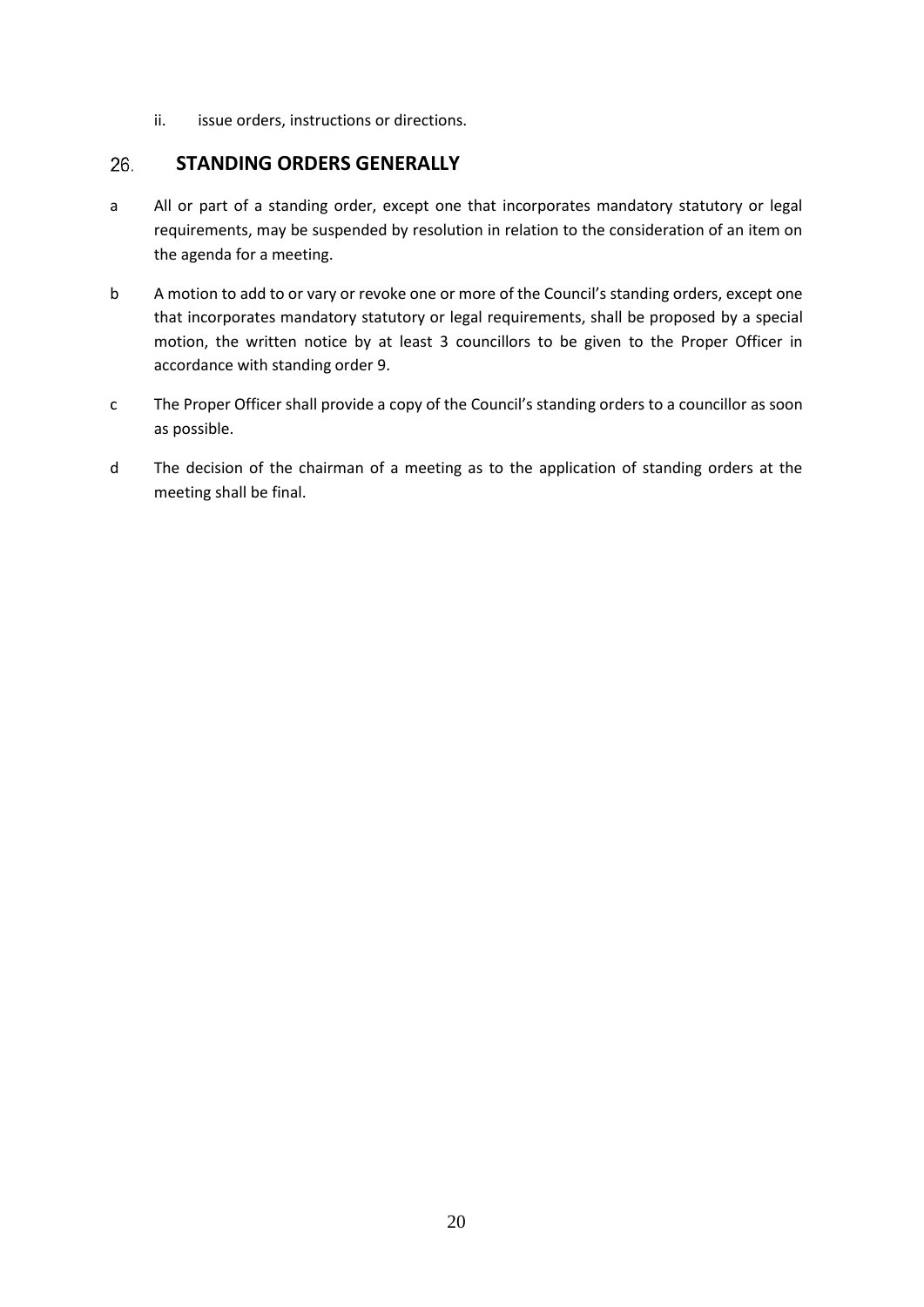ii. issue orders, instructions or directions.

## 26. STANDING ORDERS GENERALLY

a All or part of a standing order, except one that incorporates mandatory statutory or legal requirements, may be suspended by resolution in relation to the consideration of an item on the agenda for a meeting.

b A motion to add to or vary or revoke one or more of the Council's standing orders, except one that incorporates mandatory statutory or legal requirements, shall be proposed by a special motion, the written notice by at least 3 councillors to be given to the Proper Officer in accordance with standing order 9.

c The Proper Officer shall provide a copy of the Council's standing orders to a councillor as soon as possible.

d The decision of the chairman of a meeting as to the application of standing orders at the meeting shall be final.